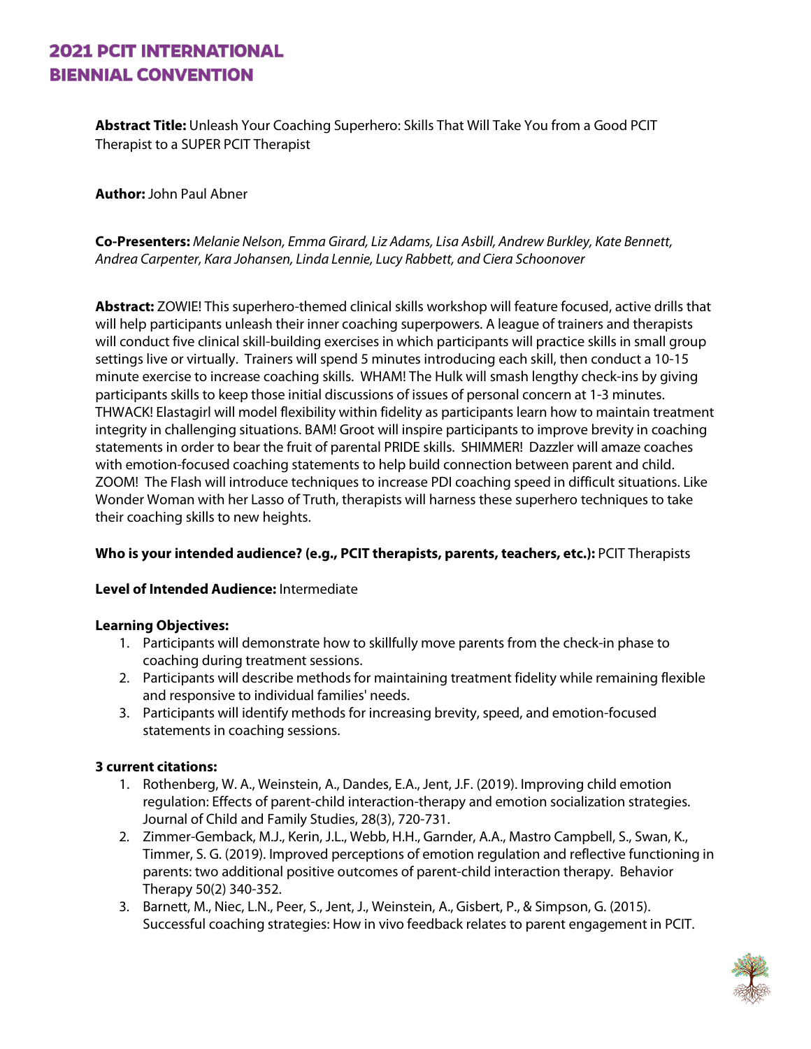# 2021 PCIT INTERNATIONAL BIENNIAL CONVENTION

**Abstract Title:** Unleash Your Coaching Superhero: Skills That Will Take You from a Good PCIT Therapist to a SUPER PCIT Therapist

**Author:** John Paul Abner

**Co-Presenters:** *Melanie Nelson, Emma Girard, Liz Adams, Lisa Asbill, Andrew Burkley, Kate Bennett, Andrea Carpenter, Kara Johansen, Linda Lennie, Lucy Rabbett, and Ciera Schoonover*

**Abstract:** ZOWIE! This superhero-themed clinical skills workshop will feature focused, active drills that will help participants unleash their inner coaching superpowers. A league of trainers and therapists will conduct five clinical skill-building exercises in which participants will practice skills in small group settings live or virtually. Trainers will spend 5 minutes introducing each skill, then conduct a 10-15 minute exercise to increase coaching skills. WHAM! The Hulk will smash lengthy check-ins by giving participants skills to keep those initial discussions of issues of personal concern at 1-3 minutes. THWACK! Elastagirl will model flexibility within fidelity as participants learn how to maintain treatment integrity in challenging situations. BAM! Groot will inspire participants to improve brevity in coaching statements in order to bear the fruit of parental PRIDE skills. SHIMMER! Dazzler will amaze coaches with emotion-focused coaching statements to help build connection between parent and child. ZOOM! The Flash will introduce techniques to increase PDI coaching speed in difficult situations. Like Wonder Woman with her Lasso of Truth, therapists will harness these superhero techniques to take their coaching skills to new heights.

**Who is your intended audience? (e.g., PCIT therapists, parents, teachers, etc.):** PCIT Therapists

**Level of Intended Audience:** Intermediate

**Learning Objectives:**

1. Participants will demonstrate how to skillfully move parents from the check-in phase to coaching during treatment sessions.
2. Participants will describe methods for maintaining treatment fidelity while remaining flexible and responsive to individual families' needs.
3. Participants will identify methods for increasing brevity, speed, and emotion-focused statements in coaching sessions.

**3 current citations:**

1. Rothenberg, W. A., Weinstein, A., Dandes, E.A., Jent, J.F. (2019). Improving child emotion regulation: Effects of parent-child interaction-therapy and emotion socialization strategies. Journal of Child and Family Studies, 28(3), 720-731.
2. Zimmer-Gemback, M.J., Kerin, J.L., Webb, H.H., Garnder, A.A., Mastro Campbell, S., Swan, K., Timmer, S. G. (2019). Improved perceptions of emotion regulation and reflective functioning in parents: two additional positive outcomes of parent-child interaction therapy. Behavior Therapy 50(2) 340-352.
3. Barnett, M., Niec, L.N., Peer, S., Jent, J., Weinstein, A., Gisbert, P., & Simpson, G. (2015). Successful coaching strategies: How in vivo feedback relates to parent engagement in PCIT.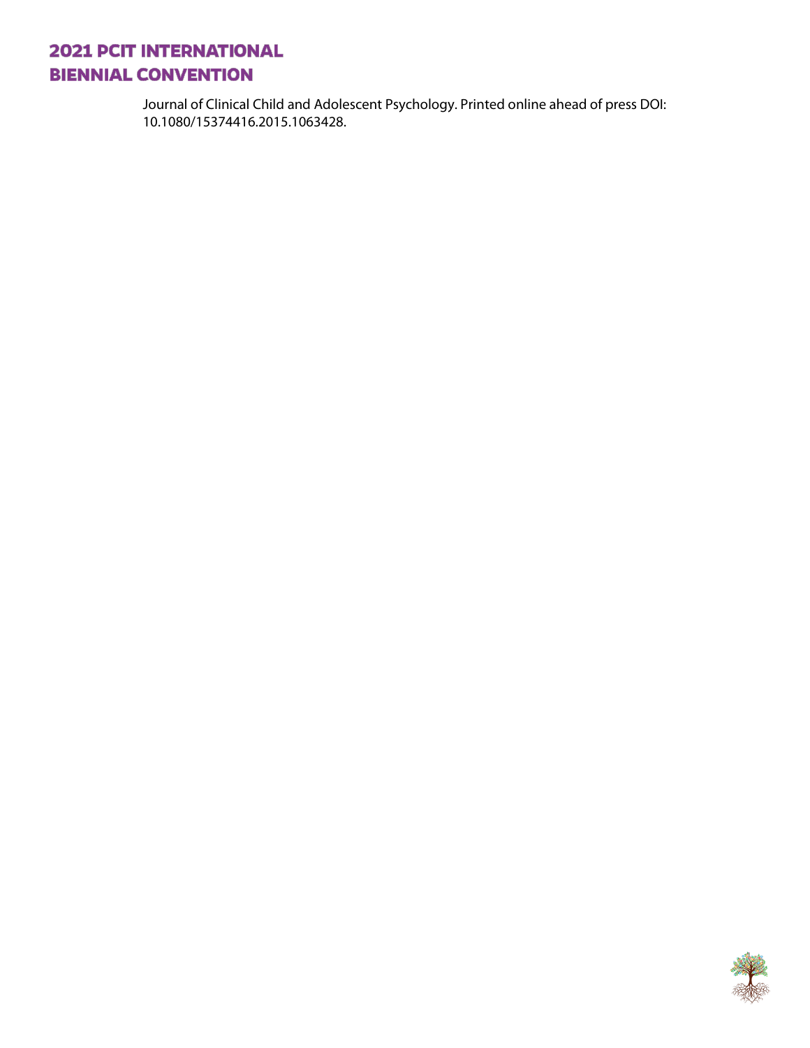Journal of Clinical Child and Adolescent Psychology. Printed online ahead of press DOI: 10.1080/15374416.2015.1063428.